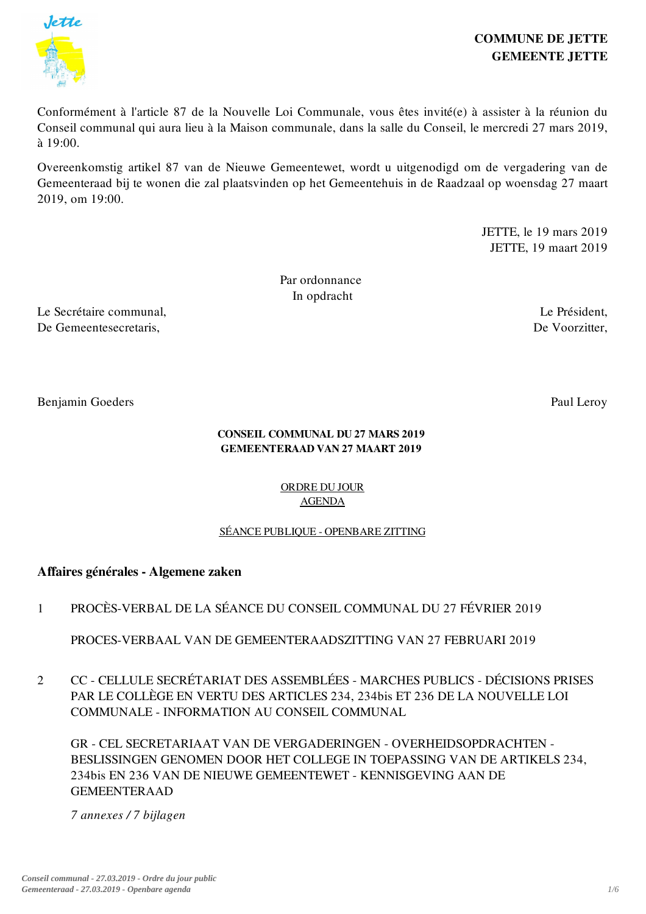**COMMUNE DE JETTE**
**GEMEENTE JETTE**

Conformément à l'article 87 de la Nouvelle Loi Communale, vous êtes invité(e) à assister à la réunion du Conseil communal qui aura lieu à la Maison communale, dans la salle du Conseil, le mercredi 27 mars 2019, à 19:00.

Overeenkomstig artikel 87 van de Nieuwe Gemeentewet, wordt u uitgenodigd om de vergadering van de Gemeenteraad bij te wonen die zal plaatsvinden op het Gemeentehuis in de Raadzaal op woensdag 27 maart 2019, om 19:00.

JETTE, le 19 mars 2019
JETTE, 19 maart 2019

Par ordonnance
In opdracht

Le Secrétaire communal,
De Gemeentesecretaris,

Benjamin Goeders

Le Président,
De Voorzitter,

Paul Leroy

**CONSEIL COMMUNAL DU 27 MARS 2019**
**GEMEENTERAAD VAN 27 MAART 2019**

ORDRE DU JOUR
AGENDA

SÉANCE PUBLIQUE - OPENBARE ZITTING

## Affaires générales - Algemene zaken

1 PROCÈS-VERBAL DE LA SÉANCE DU CONSEIL COMMUNAL DU 27 FÉVRIER 2019

PROCES-VERBAAL VAN DE GEMEENTERAADSZITTING VAN 27 FEBRUARI 2019

2 CC - CELLULE SECRÉTARIAT DES ASSEMBLÉES - MARCHES PUBLICS - DÉCISIONS PRISES PAR LE COLLÈGE EN VERTU DES ARTICLES 234, 234bis ET 236 DE LA NOUVELLE LOI COMMUNALE - INFORMATION AU CONSEIL COMMUNAL

GR - CEL SECRETARIAAT VAN DE VERGADERINGEN - OVERHEIDSOPDRACHTEN - BESLISSINGEN GENOMEN DOOR HET COLLEGE IN TOEPASSING VAN DE ARTIKELS 234, 234bis EN 236 VAN DE NIEUWE GEMEENTEWET - KENNISGEVING AAN DE GEMEENTERAAD

*7 annexes / 7 bijlagen*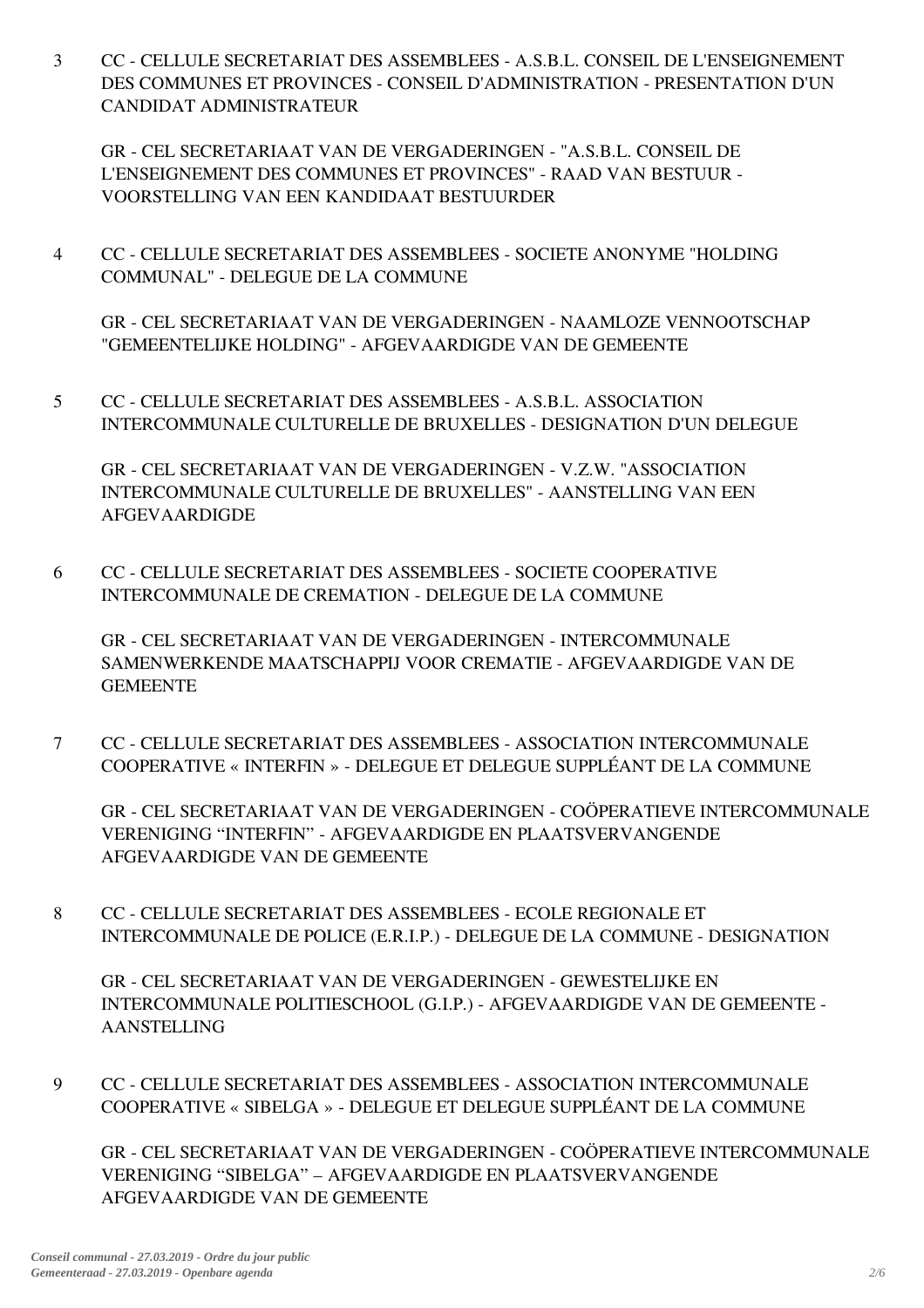3 CC - CELLULE SECRETARIAT DES ASSEMBLEES - A.S.B.L. CONSEIL DE L'ENSEIGNEMENT DES COMMUNES ET PROVINCES - CONSEIL D'ADMINISTRATION - PRESENTATION D'UN CANDIDAT ADMINISTRATEUR

GR - CEL SECRETARIAAT VAN DE VERGADERINGEN - "A.S.B.L. CONSEIL DE L'ENSEIGNEMENT DES COMMUNES ET PROVINCES" - RAAD VAN BESTUUR - VOORSTELLING VAN EEN KANDIDAAT BESTUURDER

4 CC - CELLULE SECRETARIAT DES ASSEMBLEES - SOCIETE ANONYME "HOLDING COMMUNAL" - DELEGUE DE LA COMMUNE

GR - CEL SECRETARIAAT VAN DE VERGADERINGEN - NAAMLOZE VENNOOTSCHAP "GEMEENTELIJKE HOLDING" - AFGEVAARDIGDE VAN DE GEMEENTE

5 CC - CELLULE SECRETARIAT DES ASSEMBLEES - A.S.B.L. ASSOCIATION INTERCOMMUNALE CULTURELLE DE BRUXELLES - DESIGNATION D'UN DELEGUE

GR - CEL SECRETARIAAT VAN DE VERGADERINGEN - V.Z.W. "ASSOCIATION INTERCOMMUNALE CULTURELLE DE BRUXELLES" - AANSTELLING VAN EEN AFGEVAARDIGDE

6 CC - CELLULE SECRETARIAT DES ASSEMBLEES - SOCIETE COOPERATIVE INTERCOMMUNALE DE CREMATION - DELEGUE DE LA COMMUNE

GR - CEL SECRETARIAAT VAN DE VERGADERINGEN - INTERCOMMUNALE SAMENWERKENDE MAATSCHAPPIJ VOOR CREMATIE - AFGEVAARDIGDE VAN DE GEMEENTE

7 CC - CELLULE SECRETARIAT DES ASSEMBLEES - ASSOCIATION INTERCOMMUNALE COOPERATIVE « INTERFIN » - DELEGUE ET DELEGUE SUPPLÉANT DE LA COMMUNE

GR - CEL SECRETARIAAT VAN DE VERGADERINGEN - COÖPERATIEVE INTERCOMMUNALE VERENIGING “INTERFIN” - AFGEVAARDIGDE EN PLAATSVERVANGENDE AFGEVAARDIGDE VAN DE GEMEENTE

8 CC - CELLULE SECRETARIAT DES ASSEMBLEES - ECOLE REGIONALE ET INTERCOMMUNALE DE POLICE (E.R.I.P.) - DELEGUE DE LA COMMUNE - DESIGNATION

GR - CEL SECRETARIAAT VAN DE VERGADERINGEN - GEWESTELIJKE EN INTERCOMMUNALE POLITIESCHOOL (G.I.P.) - AFGEVAARDIGDE VAN DE GEMEENTE - AANSTELLING

9 CC - CELLULE SECRETARIAT DES ASSEMBLEES - ASSOCIATION INTERCOMMUNALE COOPERATIVE « SIBELGA » - DELEGUE ET DELEGUE SUPPLÉANT DE LA COMMUNE

GR - CEL SECRETARIAAT VAN DE VERGADERINGEN - COÖPERATIEVE INTERCOMMUNALE VERENIGING “SIBELGA” – AFGEVAARDIGDE EN PLAATSVERVANGENDE AFGEVAARDIGDE VAN DE GEMEENTE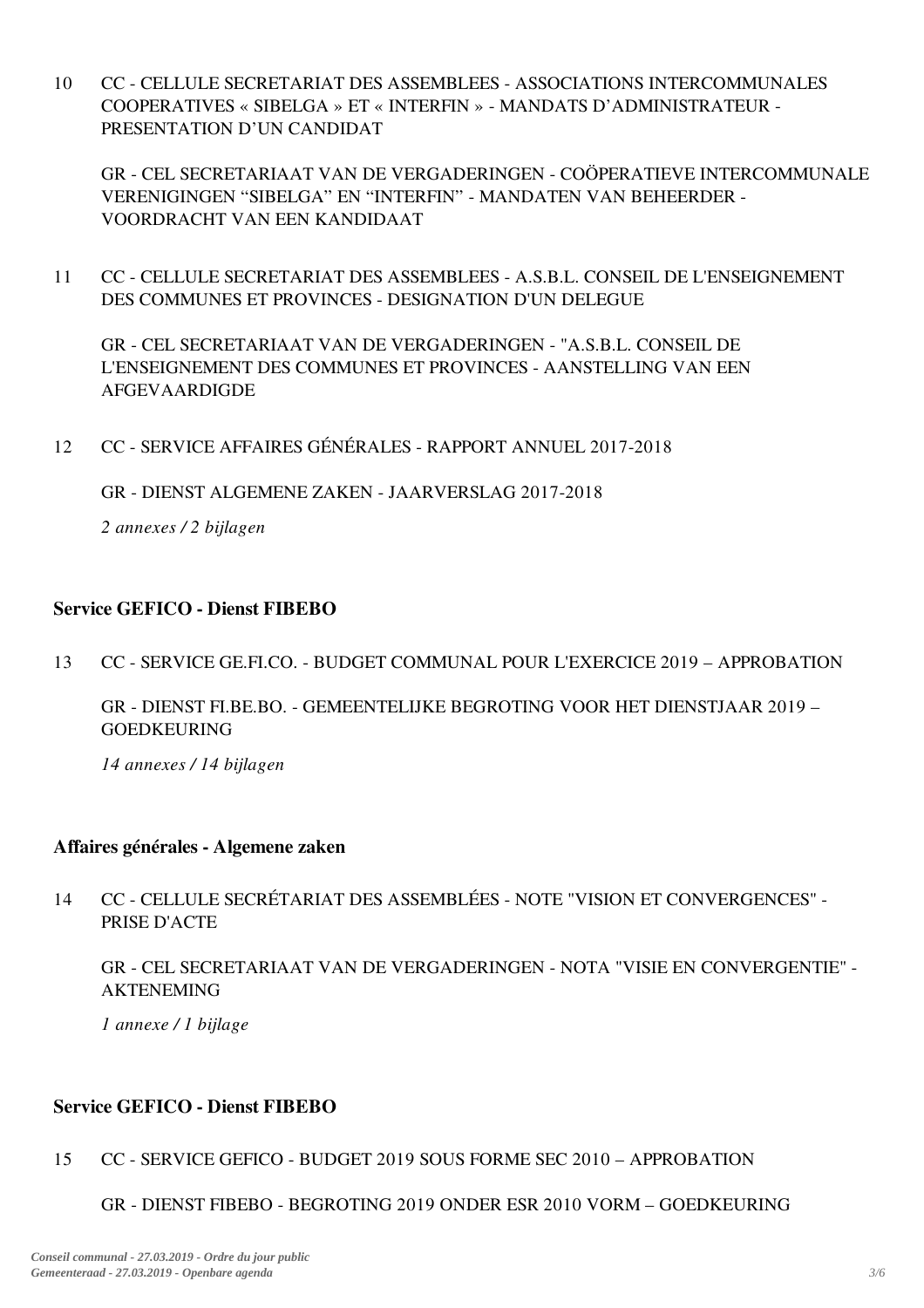10 CC - CELLULE SECRETARIAT DES ASSEMBLEES - ASSOCIATIONS INTERCOMMUNALES COOPERATIVES « SIBELGA » ET « INTERFIN » - MANDATS D'ADMINISTRATEUR - PRESENTATION D'UN CANDIDAT

GR - CEL SECRETARIAAT VAN DE VERGADERINGEN - COÖPERATIEVE INTERCOMMUNALE VERENIGINGEN "SIBELGA" EN "INTERFIN" - MANDATEN VAN BEHEERDER - VOORDRACHT VAN EEN KANDIDAAT

11 CC - CELLULE SECRETARIAT DES ASSEMBLEES - A.S.B.L. CONSEIL DE L'ENSEIGNEMENT DES COMMUNES ET PROVINCES - DESIGNATION D'UN DELEGUE

GR - CEL SECRETARIAAT VAN DE VERGADERINGEN - "A.S.B.L. CONSEIL DE L'ENSEIGNEMENT DES COMMUNES ET PROVINCES - AANSTELLING VAN EEN AFGEVAARDIGDE

12 CC - SERVICE AFFAIRES GÉNÉRALES - RAPPORT ANNUEL 2017-2018

GR - DIENST ALGEMENE ZAKEN - JAARVERSLAG 2017-2018

*2 annexes / 2 bijlagen*

### Service GEFICO - Dienst FIBEBO

13 CC - SERVICE GE.FI.CO. - BUDGET COMMUNAL POUR L'EXERCICE 2019 – APPROBATION

GR - DIENST FI.BE.BO. - GEMEENTELIJKE BEGROTING VOOR HET DIENSTJAAR 2019 – GOEDKEURING

*14 annexes / 14 bijlagen*

### Affaires générales - Algemene zaken

14 CC - CELLULE SECRÉTARIAT DES ASSEMBLÉES - NOTE "VISION ET CONVERGENCES" - PRISE D'ACTE

GR - CEL SECRETARIAAT VAN DE VERGADERINGEN - NOTA "VISIE EN CONVERGENTIE" - AKTENEMING

*1 annexe / 1 bijlage*

### Service GEFICO - Dienst FIBEBO

15 CC - SERVICE GEFICO - BUDGET 2019 SOUS FORME SEC 2010 – APPROBATION

GR - DIENST FIBEBO - BEGROTING 2019 ONDER ESR 2010 VORM – GOEDKEURING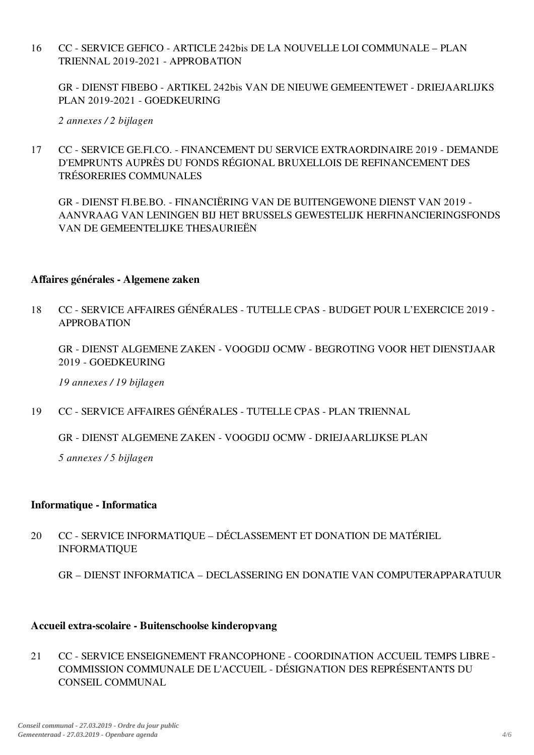16 CC - SERVICE GEFICO - ARTICLE 242bis DE LA NOUVELLE LOI COMMUNALE – PLAN TRIENNAL 2019-2021 - APPROBATION

GR - DIENST FIBEBO - ARTIKEL 242bis VAN DE NIEUWE GEMEENTEWET - DRIEJAARLIJKS PLAN 2019-2021 - GOEDKEURING

*2 annexes / 2 bijlagen*

17 CC - SERVICE GE.FI.CO. - FINANCEMENT DU SERVICE EXTRAORDINAIRE 2019 - DEMANDE D'EMPRUNTS AUPRÈS DU FONDS RÉGIONAL BRUXELLOIS DE REFINANCEMENT DES TRÉSORERIES COMMUNALES

GR - DIENST FI.BE.BO. - FINANCIËRING VAN DE BUITENGEWONE DIENST VAN 2019 - AANVRAAG VAN LENINGEN BIJ HET BRUSSELS GEWESTELIJK HERFINANCIERINGSFONDS VAN DE GEMEENTELIJKE THESAURIEËN

**Affaires générales - Algemene zaken**

18 CC - SERVICE AFFAIRES GÉNÉRALES - TUTELLE CPAS - BUDGET POUR L'EXERCICE 2019 - APPROBATION

GR - DIENST ALGEMENE ZAKEN - VOOGDIJ OCMW - BEGROTING VOOR HET DIENSTJAAR 2019 - GOEDKEURING

*19 annexes / 19 bijlagen*

19 CC - SERVICE AFFAIRES GÉNÉRALES - TUTELLE CPAS - PLAN TRIENNAL

GR - DIENST ALGEMENE ZAKEN - VOOGDIJ OCMW - DRIEJAARLIJKSE PLAN

*5 annexes / 5 bijlagen*

**Informatique - Informatica**

20 CC - SERVICE INFORMATIQUE – DÉCLASSEMENT ET DONATION DE MATÉRIEL INFORMATIQUE

GR – DIENST INFORMATICA – DECLASSERING EN DONATIE VAN COMPUTERAPPARATUUR

**Accueil extra-scolaire - Buitenschoolse kinderopvang**

21 CC - SERVICE ENSEIGNEMENT FRANCOPHONE - COORDINATION ACCUEIL TEMPS LIBRE - COMMISSION COMMUNALE DE L'ACCUEIL - DÉSIGNATION DES REPRÉSENTANTS DU CONSEIL COMMUNAL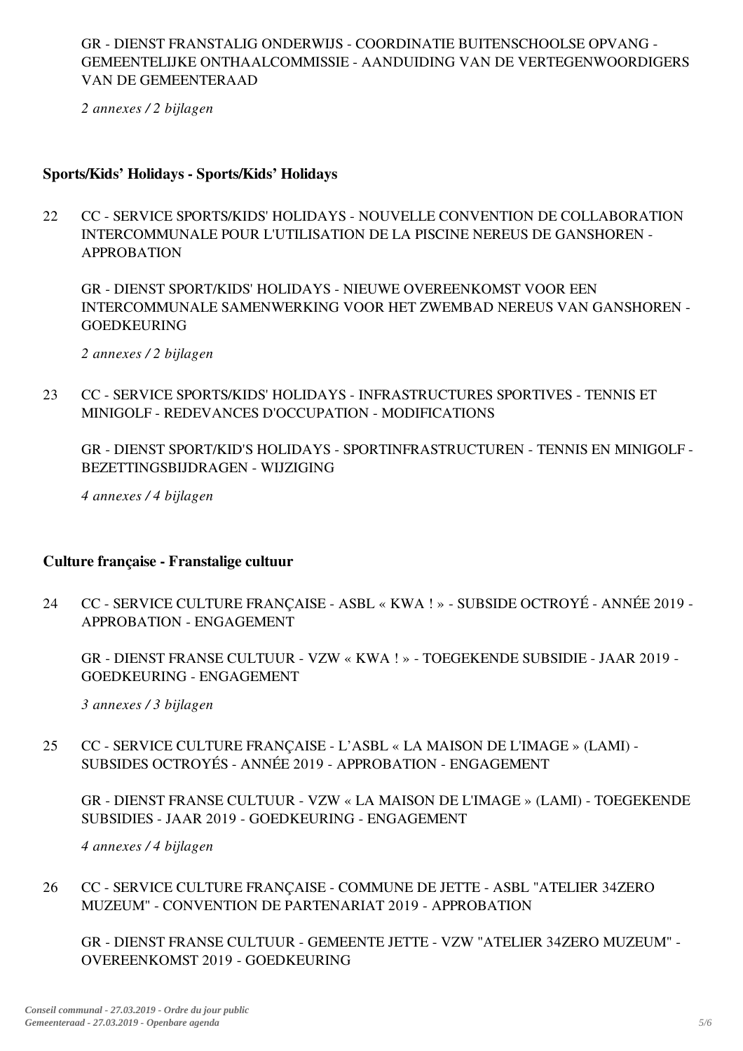GR - DIENST FRANSTALIG ONDERWIJS - COORDINATIE BUITENSCHOOLSE OPVANG - GEMEENTELIJKE ONTHAALCOMMISSIE - AANDUIDING VAN DE VERTEGENWOORDIGERS VAN DE GEMEENTERAAD

*2 annexes / 2 bijlagen*

### Sports/Kids' Holidays - Sports/Kids' Holidays

22 CC - SERVICE SPORTS/KIDS' HOLIDAYS - NOUVELLE CONVENTION DE COLLABORATION INTERCOMMUNALE POUR L'UTILISATION DE LA PISCINE NEREUS DE GANSHOREN - APPROBATION

GR - DIENST SPORT/KIDS' HOLIDAYS - NIEUWE OVEREENKOMST VOOR EEN INTERCOMMUNALE SAMENWERKING VOOR HET ZWEMBAD NEREUS VAN GANSHOREN - GOEDKEURING

*2 annexes / 2 bijlagen*

23 CC - SERVICE SPORTS/KIDS' HOLIDAYS - INFRASTRUCTURES SPORTIVES - TENNIS ET MINIGOLF - REDEVANCES D'OCCUPATION - MODIFICATIONS

GR - DIENST SPORT/KID'S HOLIDAYS - SPORTINFRASTRUCTUREN - TENNIS EN MINIGOLF - BEZETTINGSBIJDRAGEN - WIJZIGING

*4 annexes / 4 bijlagen*

### Culture française - Franstalige cultuur

24 CC - SERVICE CULTURE FRANÇAISE - ASBL « KWA ! » - SUBSIDE OCTROYÉ - ANNÉE 2019 - APPROBATION - ENGAGEMENT

GR - DIENST FRANSE CULTUUR - VZW « KWA ! » - TOEGEKENDE SUBSIDIE - JAAR 2019 - GOEDKEURING - ENGAGEMENT

*3 annexes / 3 bijlagen*

25 CC - SERVICE CULTURE FRANÇAISE - L'ASBL « LA MAISON DE L'IMAGE » (LAMI) - SUBSIDES OCTROYÉS - ANNÉE 2019 - APPROBATION - ENGAGEMENT

GR - DIENST FRANSE CULTUUR - VZW « LA MAISON DE L'IMAGE » (LAMI) - TOEGEKENDE SUBSIDIES - JAAR 2019 - GOEDKEURING - ENGAGEMENT

*4 annexes / 4 bijlagen*

26 CC - SERVICE CULTURE FRANÇAISE - COMMUNE DE JETTE - ASBL "ATELIER 34ZERO MUZEUM" - CONVENTION DE PARTENARIAT 2019 - APPROBATION

GR - DIENST FRANSE CULTUUR - GEMEENTE JETTE - VZW "ATELIER 34ZERO MUZEUM" - OVEREENKOMST 2019 - GOEDKEURING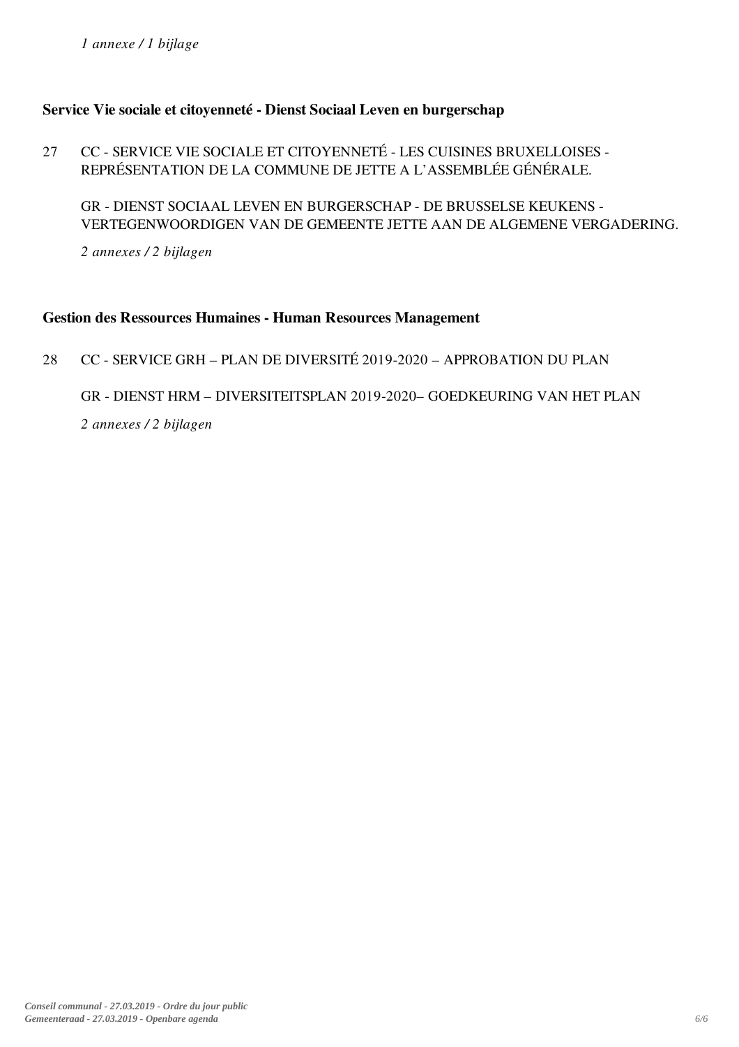*1 annexe / 1 bijlage*

**Service Vie sociale et citoyenneté - Dienst Sociaal Leven en burgerschap**

27 CC - SERVICE VIE SOCIALE ET CITOYENNETÉ - LES CUISINES BRUXELLOISES - REPRÉSENTATION DE LA COMMUNE DE JETTE A L'ASSEMBLÉE GÉNÉRALE.

GR - DIENST SOCIAAL LEVEN EN BURGERSCHAP - DE BRUSSELSE KEUKENS - VERTEGENWOORDIGEN VAN DE GEMEENTE JETTE AAN DE ALGEMENE VERGADERING.

*2 annexes / 2 bijlagen*

**Gestion des Ressources Humaines - Human Resources Management**

28 CC - SERVICE GRH – PLAN DE DIVERSITÉ 2019-2020 – APPROBATION DU PLAN

GR - DIENST HRM – DIVERSITEITSPLAN 2019-2020– GOEDKEURING VAN HET PLAN

*2 annexes / 2 bijlagen*